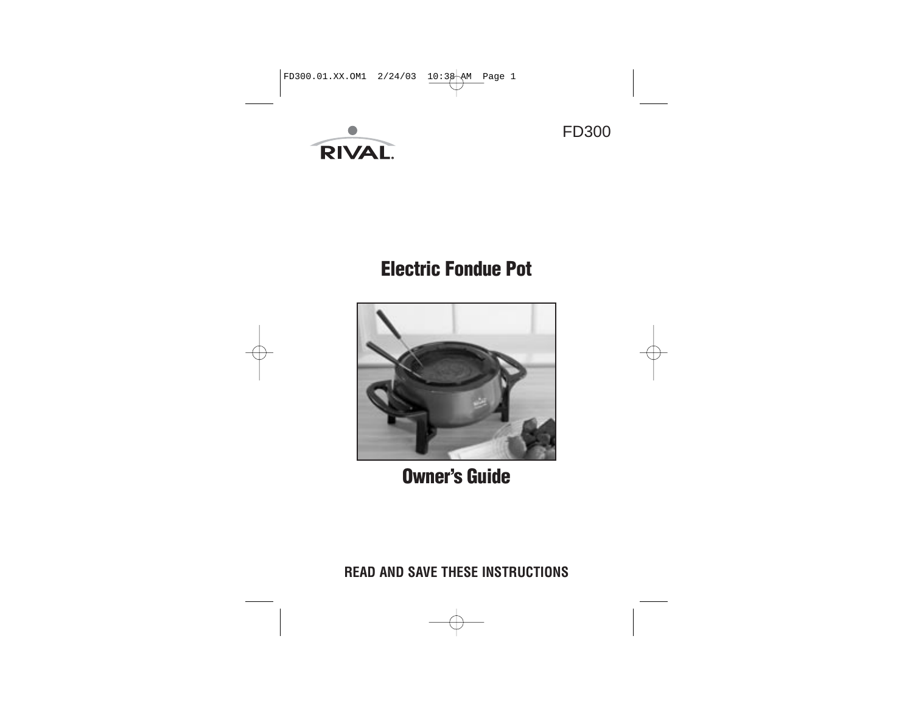RIVAL

FD300

# Electric Fondue Pot

## Owner's Guide

**READ AND SAVE THESE INSTRUCTIONS**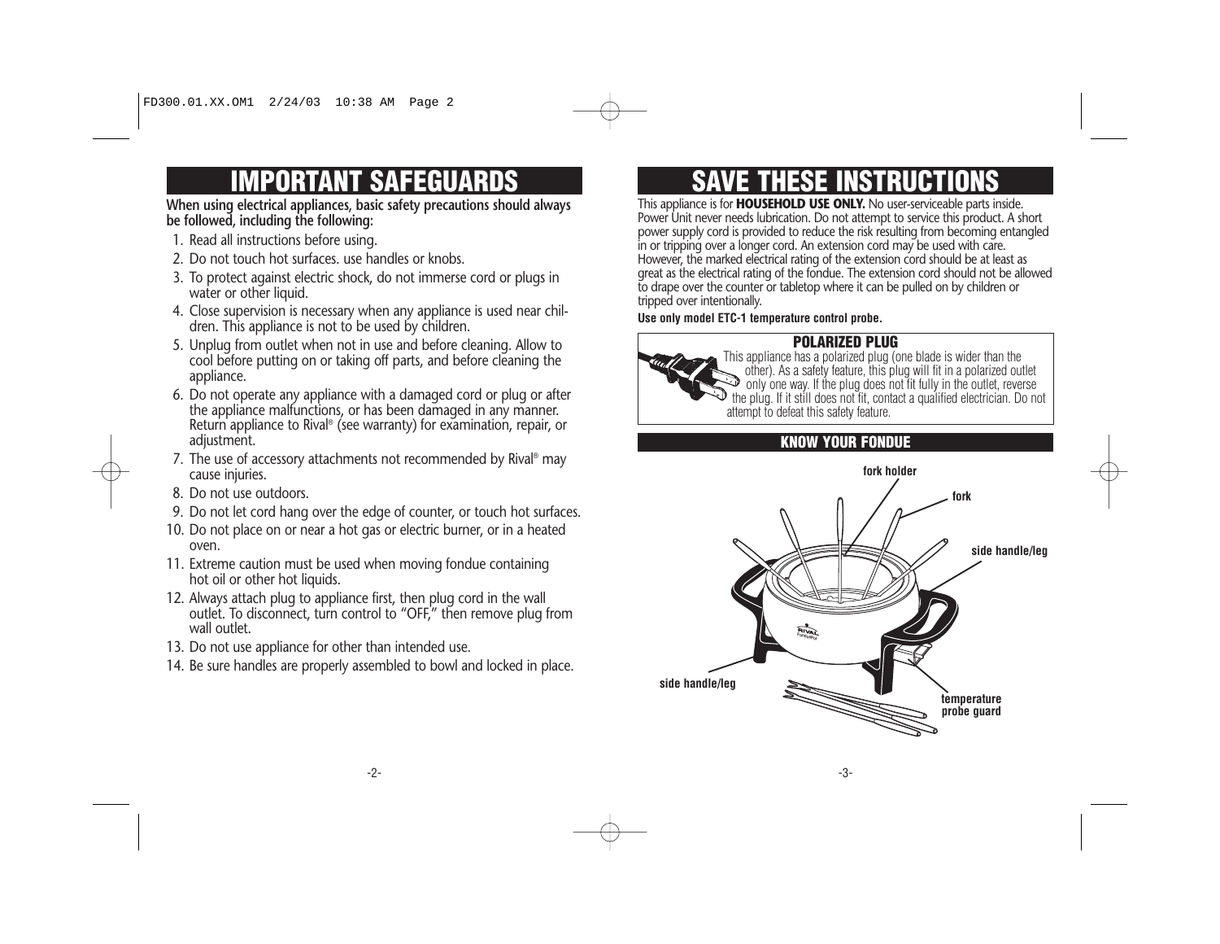# IMPORTANT SAFEGUARDS

**When using electrical appliances, basic safety precautions should always be followed, including the following:**

1. Read all instructions before using.
2. Do not touch hot surfaces. use handles or knobs.
3. To protect against electric shock, do not immerse cord or plugs in water or other liquid.
4. Close supervision is necessary when any appliance is used near children. This appliance is not to be used by children.
5. Unplug from outlet when not in use and before cleaning. Allow to cool before putting on or taking off parts, and before cleaning the appliance.
6. Do not operate any appliance with a damaged cord or plug or after the appliance malfunctions, or has been damaged in any manner. Return appliance to Rival® (see warranty) for examination, repair, or adjustment.
7. The use of accessory attachments not recommended by Rival® may cause injuries.
8. Do not use outdoors.
9. Do not let cord hang over the edge of counter, or touch hot surfaces.
10. Do not place on or near a hot gas or electric burner, or in a heated oven.
11. Extreme caution must be used when moving fondue containing hot oil or other hot liquids.
12. Always attach plug to appliance first, then plug cord in the wall outlet. To disconnect, turn control to "OFF," then remove plug from wall outlet.
13. Do not use appliance for other than intended use.
14. Be sure handles are properly assembled to bowl and locked in place.

# SAVE THESE INSTRUCTIONS

This appliance is for **HOUSEHOLD USE ONLY.** No user-serviceable parts inside. Power Unit never needs lubrication. Do not attempt to service this product. A short power supply cord is provided to reduce the risk resulting from becoming entangled in or tripping over a longer cord. An extension cord may be used with care. However, the marked electrical rating of the extension cord should be at least as great as the electrical rating of the fondue. The extension cord should not be allowed to drape over the counter or tabletop where it can be pulled on by children or tripped over intentionally.

**Use only model ETC-1 temperature control probe.**

## POLARIZED PLUG

This appliance has a polarized plug (one blade is wider than the other). As a safety feature, this plug will fit in a polarized outlet only one way. If the plug does not fit fully in the outlet, reverse the plug. If it still does not fit, contact a qualified electrician. Do not attempt to defeat this safety feature.

## KNOW YOUR FONDUE

fork holder

fork

side handle/leg

side handle/leg

temperature probe guard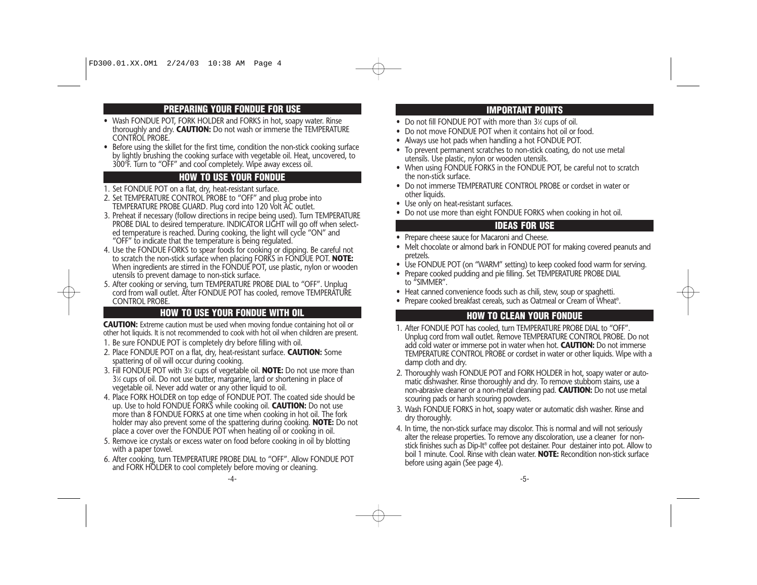## PREPARING YOUR FONDUE FOR USE

- Wash FONDUE POT, FORK HOLDER and FORKS in hot, soapy water. Rinse thoroughly and dry. **CAUTION:** Do not wash or immerse the TEMPERATURE CONTROL PROBE.
- Before using the skillet for the first time, condition the non-stick cooking surface by lightly brushing the cooking surface with vegetable oil. Heat, uncovered, to 300°F. Turn to "OFF" and cool completely. Wipe away excess oil.

## HOW TO USE YOUR FONDUE

1. Set FONDUE POT on a flat, dry, heat-resistant surface.
2. Set TEMPERATURE CONTROL PROBE to "OFF" and plug probe into TEMPERATURE PROBE GUARD. Plug cord into 120 Volt AC outlet.
3. Preheat if necessary (follow directions in recipe being used). Turn TEMPERATURE PROBE DIAL to desired temperature. INDICATOR LIGHT will go off when selected temperature is reached. During cooking, the light will cycle "ON" and "OFF" to indicate that the temperature is being regulated.
4. Use the FONDUE FORKS to spear foods for cooking or dipping. Be careful not to scratch the non-stick surface when placing FORKS in FONDUE POT. **NOTE:** When ingredients are stirred in the FONDUE POT, use plastic, nylon or wooden utensils to prevent damage to non-stick surface.
5. After cooking or serving, turn TEMPERATURE PROBE DIAL to "OFF". Unplug cord from wall outlet. After FONDUE POT has cooled, remove TEMPERATURE CONTROL PROBE.

## HOW TO USE YOUR FONDUE WITH OIL

**CAUTION:** Extreme caution must be used when moving fondue containing hot oil or other hot liquids. It is not recommended to cook with hot oil when children are present.

1. Be sure FONDUE POT is completely dry before filling with oil.
2. Place FONDUE POT on a flat, dry, heat-resistant surface. **CAUTION:** Some spattering of oil will occur during cooking.
3. Fill FONDUE POT with 3½ cups of vegetable oil. **NOTE:** Do not use more than 3½ cups of oil. Do not use butter, margarine, lard or shortening in place of vegetable oil. Never add water or any other liquid to oil.
4. Place FORK HOLDER on top edge of FONDUE POT. The coated side should be up. Use to hold FONDUE FORKS while cooking oil. **CAUTION:** Do not use more than 8 FONDUE FORKS at one time when cooking in hot oil. The fork holder may also prevent some of the spattering during cooking. **NOTE:** Do not place a cover over the FONDUE POT when heating oil or cooking in oil.
5. Remove ice crystals or excess water on food before cooking in oil by blotting with a paper towel.
6. After cooking, turn TEMPERATURE PROBE DIAL to "OFF". Allow FONDUE POT and FORK HOLDER to cool completely before moving or cleaning.

## IMPORTANT POINTS

- Do not fill FONDUE POT with more than 3½ cups of oil.
- Do not move FONDUE POT when it contains hot oil or food.
- Always use hot pads when handling a hot FONDUE POT.
- To prevent permanent scratches to non-stick coating, do not use metal utensils. Use plastic, nylon or wooden utensils.
- When using FONDUE FORKS in the FONDUE POT, be careful not to scratch the non-stick surface.
- Do not immerse TEMPERATURE CONTROL PROBE or cordset in water or other liquids.
- Use only on heat-resistant surfaces.
- Do not use more than eight FONDUE FORKS when cooking in hot oil.

## IDEAS FOR USE

- Prepare cheese sauce for Macaroni and Cheese.
- Melt chocolate or almond bark in FONDUE POT for making covered peanuts and pretzels.
- Use FONDUE POT (on "WARM" setting) to keep cooked food warm for serving.
- Prepare cooked pudding and pie filling. Set TEMPERATURE PROBE DIAL to "SIMMER".
- Heat canned convenience foods such as chili, stew, soup or spaghetti.
- Prepare cooked breakfast cereals, such as Oatmeal or Cream of Wheat®.

## HOW TO CLEAN YOUR FONDUE

1. After FONDUE POT has cooled, turn TEMPERATURE PROBE DIAL to "OFF". Unplug cord from wall outlet. Remove TEMPERATURE CONTROL PROBE. Do not add cold water or immerse pot in water when hot. **CAUTION:** Do not immerse TEMPERATURE CONTROL PROBE or cordset in water or other liquids. Wipe with a damp cloth and dry.
2. Thoroughly wash FONDUE POT and FORK HOLDER in hot, soapy water or automatic dishwasher. Rinse thoroughly and dry. To remove stubborn stains, use a non-abrasive cleaner or a non-metal cleaning pad. **CAUTION:** Do not use metal scouring pads or harsh scouring powders.
3. Wash FONDUE FORKS in hot, soapy water or automatic dish washer. Rinse and dry thoroughly.
4. In time, the non-stick surface may discolor. This is normal and will not seriously alter the release properties. To remove any discoloration, use a cleaner for non-stick finishes such as Dip-It® coffee pot destainer. Pour destainer into pot. Allow to boil 1 minute. Cool. Rinse with clean water. **NOTE:** Recondition non-stick surface before using again (See page 4).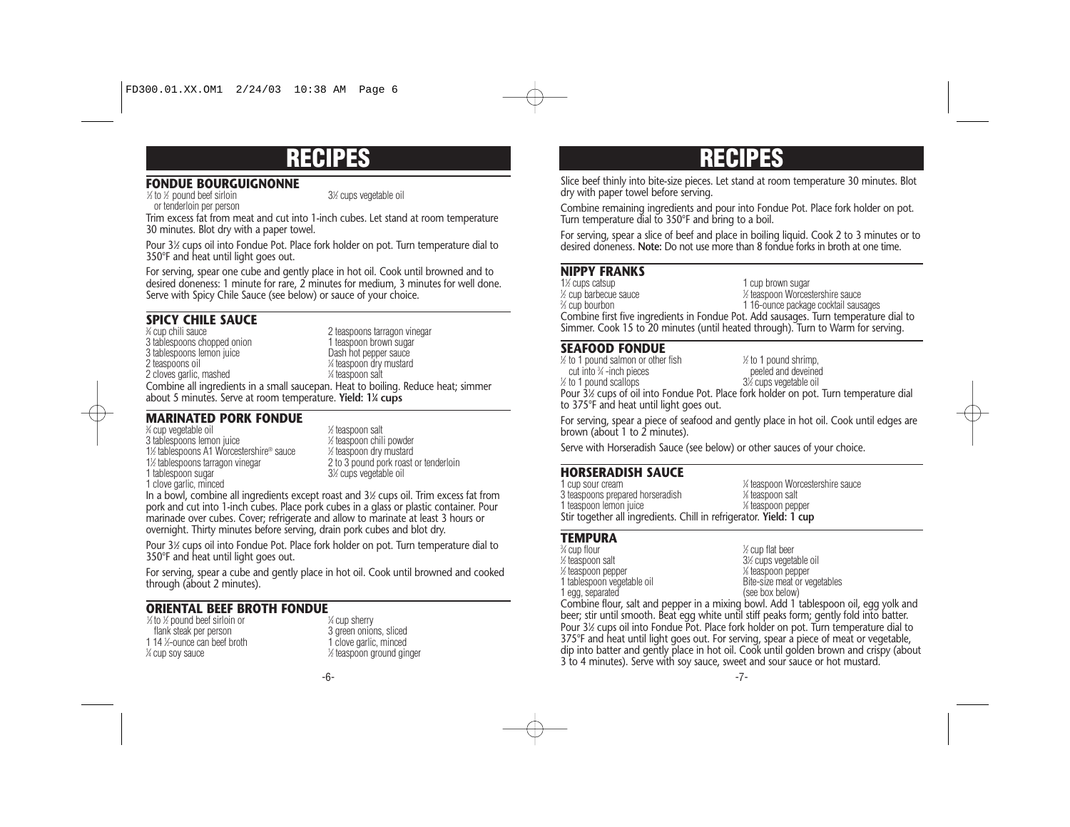# RECIPES

## FONDUE BOURGUIGNONNE

- ⅓ to ½ pound beef sirloin or tenderloin per person
- 3½ cups vegetable oil

Trim excess fat from meat and cut into 1-inch cubes. Let stand at room temperature 30 minutes. Blot dry with a paper towel.

Pour 3½ cups oil into Fondue Pot. Place fork holder on pot. Turn temperature dial to 350°F and heat until light goes out.

For serving, spear one cube and gently place in hot oil. Cook until browned and to desired doneness: 1 minute for rare, 2 minutes for medium, 3 minutes for well done. Serve with Spicy Chile Sauce (see below) or sauce of your choice.

## SPICY CHILE SAUCE

- ¾ cup chili sauce
- 3 tablespoons chopped onion
- 3 tablespoons lemon juice
- 2 teaspoons oil
- 2 cloves garlic, mashed
- 2 teaspoons tarragon vinegar
- 1 teaspoon brown sugar
- Dash hot pepper sauce
- ¼ teaspoon dry mustard
- ¼ teaspoon salt

Combine all ingredients in a small saucepan. Heat to boiling. Reduce heat; simmer about 5 minutes. Serve at room temperature. **Yield: 1¼ cups**

## MARINATED PORK FONDUE

- ¾ cup vegetable oil
- 3 tablespoons lemon juice
- 1½ tablespoons A1 Worcestershire® sauce
- 1½ tablespoons tarragon vinegar
- 1 tablespoon sugar
- 1 clove garlic, minced
- ½ teaspoon salt
- ½ teaspoon chili powder
- ½ teaspoon dry mustard
- 2 to 3 pound pork roast or tenderloin
- 3½ cups vegetable oil

In a bowl, combine all ingredients except roast and 3½ cups oil. Trim excess fat from pork and cut into 1-inch cubes. Place pork cubes in a glass or plastic container. Pour marinade over cubes. Cover; refrigerate and allow to marinate at least 3 hours or overnight. Thirty minutes before serving, drain pork cubes and blot dry.

Pour 3½ cups oil into Fondue Pot. Place fork holder on pot. Turn temperature dial to 350°F and heat until light goes out.

For serving, spear a cube and gently place in hot oil. Cook until browned and cooked through (about 2 minutes).

## ORIENTAL BEEF BROTH FONDUE

- ⅓ to ½ pound beef sirloin or flank steak per person
- 1 14 ½-ounce can beef broth
- ¼ cup soy sauce
- ¼ cup sherry
- 3 green onions, sliced
- 1 clove garlic, minced
- ½ teaspoon ground ginger

Slice beef thinly into bite-size pieces. Let stand at room temperature 30 minutes. Blot dry with paper towel before serving.

Combine remaining ingredients and pour into Fondue Pot. Place fork holder on pot. Turn temperature dial to 350°F and bring to a boil.

For serving, spear a slice of beef and place in boiling liquid. Cook 2 to 3 minutes or to desired doneness. **Note:** Do not use more than 8 fondue forks in broth at one time.

## NIPPY FRANKS

- 1½ cups catsup
- ½ cup barbecue sauce
- ⅔ cup bourbon
- 1 cup brown sugar
- ½ teaspoon Worcestershire sauce
- 1 16-ounce package cocktail sausages

Combine first five ingredients in Fondue Pot. Add sausages. Turn temperature dial to Simmer. Cook 15 to 20 minutes (until heated through). Turn to Warm for serving.

## SEAFOOD FONDUE

- ½ to 1 pound salmon or other fish cut into ¾ -inch pieces
- ½ to 1 pound scallops
- ½ to 1 pound shrimp, peeled and deveined
- 3½ cups vegetable oil

Pour 3½ cups of oil into Fondue Pot. Place fork holder on pot. Turn temperature dial to 375°F and heat until light goes out.

For serving, spear a piece of seafood and gently place in hot oil. Cook until edges are brown (about 1 to 2 minutes).

Serve with Horseradish Sauce (see below) or other sauces of your choice.

## HORSERADISH SAUCE

- 1 cup sour cream
- 3 teaspoons prepared horseradish
- 1 teaspoon lemon juice
- ¼ teaspoon Worcestershire sauce
- ⅛ teaspoon salt
- ⅛ teaspoon pepper

Stir together all ingredients. Chill in refrigerator. **Yield: 1 cup**

## TEMPURA

- ¾ cup flour
- ½ teaspoon salt
- ½ teaspoon pepper
- 1 tablespoon vegetable oil
- 1 egg, separated
- ½ cup flat beer
- 3½ cups vegetable oil
- ⅛ teaspoon pepper
- Bite-size meat or vegetables (see box below)

Combine flour, salt and pepper in a mixing bowl. Add 1 tablespoon oil, egg yolk and beer; stir until smooth. Beat egg white until stiff peaks form; gently fold into batter. Pour 3½ cups oil into Fondue Pot. Place fork holder on pot. Turn temperature dial to 375°F and heat until light goes out. For serving, spear a piece of meat or vegetable, dip into batter and gently place in hot oil. Cook until golden brown and crispy (about 3 to 4 minutes). Serve with soy sauce, sweet and sour sauce or hot mustard.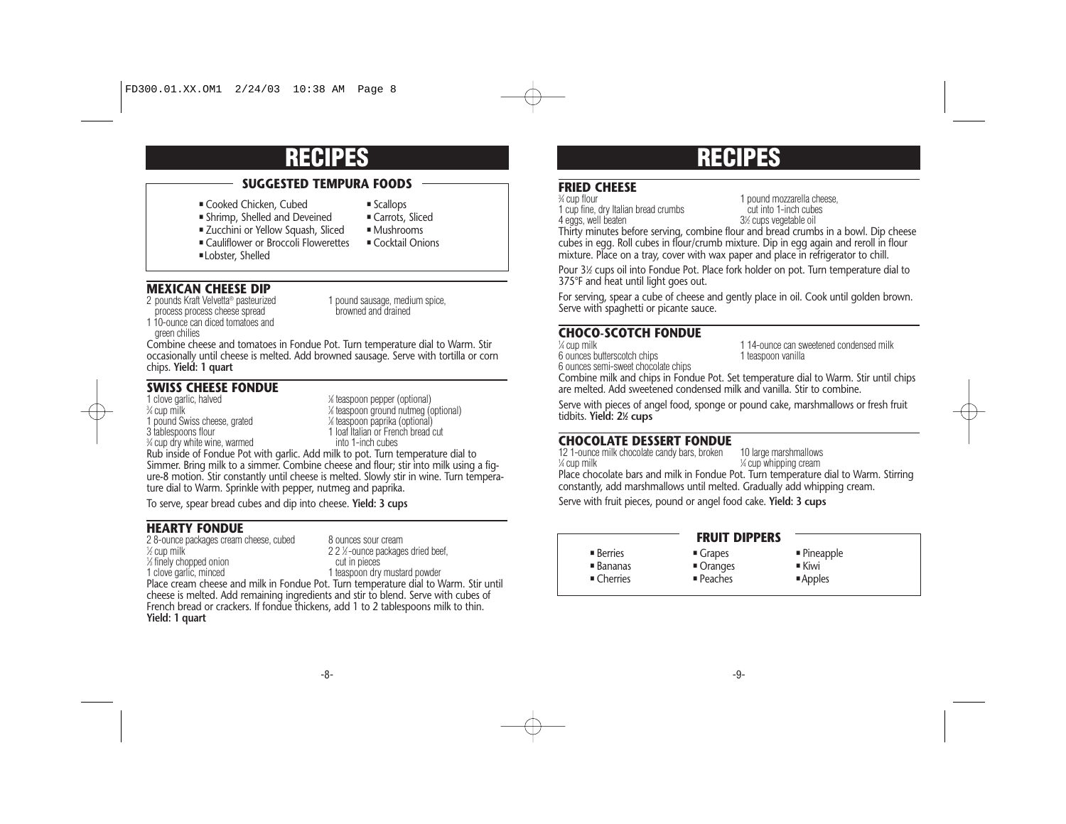# RECIPES

## SUGGESTED TEMPURA FOODS

- Cooked Chicken, Cubed
- Shrimp, Shelled and Deveined
- Zucchini or Yellow Squash, Sliced
- Cauliflower or Broccoli Flowerettes
- Lobster, Shelled
- Scallops
- Carrots, Sliced
- Mushrooms
- Cocktail Onions

### MEXICAN CHEESE DIP

2 pounds Kraft Velvetta® pasteurized process process cheese spread
1 10-ounce can diced tomatoes and green chilies
1 pound sausage, medium spice, browned and drained

Combine cheese and tomatoes in Fondue Pot. Turn temperature dial to Warm. Stir occasionally until cheese is melted. Add browned sausage. Serve with tortilla or corn chips. **Yield: 1 quart**

### SWISS CHEESE FONDUE

1 clove garlic, halved
¾ cup milk
1 pound Swiss cheese, grated
3 tablespoons flour
¾ cup dry white wine, warmed
⅛ teaspoon pepper (optional)
⅛ teaspoon ground nutmeg (optional)
⅛ teaspoon paprika (optional)
1 loaf Italian or French bread cut into 1-inch cubes

Rub inside of Fondue Pot with garlic. Add milk to pot. Turn temperature dial to Simmer. Bring milk to a simmer. Combine cheese and flour; stir into milk using a figure-8 motion. Stir constantly until cheese is melted. Slowly stir in wine. Turn temperature dial to Warm. Sprinkle with pepper, nutmeg and paprika.

To serve, spear bread cubes and dip into cheese. **Yield: 3 cups**

### HEARTY FONDUE

2 8-ounce packages cream cheese, cubed
½ cup milk
½ finely chopped onion
1 clove garlic, minced
8 ounces sour cream
2 2 ½-ounce packages dried beef, cut in pieces
1 teaspoon dry mustard powder

Place cream cheese and milk in Fondue Pot. Turn temperature dial to Warm. Stir until cheese is melted. Add remaining ingredients and stir to blend. Serve with cubes of French bread or crackers. If fondue thickens, add 1 to 2 tablespoons milk to thin. **Yield: 1 quart**

# RECIPES

### FRIED CHEESE

¾ cup flour
1 cup fine, dry Italian bread crumbs
4 eggs, well beaten
1 pound mozzarella cheese, cut into 1-inch cubes
3½ cups vegetable oil

Thirty minutes before serving, combine flour and bread crumbs in a bowl. Dip cheese cubes in egg. Roll cubes in flour/crumb mixture. Dip in egg again and reroll in flour mixture. Place on a tray, cover with wax paper and place in refrigerator to chill.

Pour 3½ cups oil into Fondue Pot. Place fork holder on pot. Turn temperature dial to 375°F and heat until light goes out.

For serving, spear a cube of cheese and gently place in oil. Cook until golden brown. Serve with spaghetti or picante sauce.

### CHOCO-SCOTCH FONDUE

¼ cup milk
6 ounces butterscotch chips
6 ounces semi-sweet chocolate chips
1 14-ounce can sweetened condensed milk
1 teaspoon vanilla

Combine milk and chips in Fondue Pot. Set temperature dial to Warm. Stir until chips are melted. Add sweetened condensed milk and vanilla. Stir to combine.

Serve with pieces of angel food, sponge or pound cake, marshmallows or fresh fruit tidbits. **Yield: 2½ cups**

### CHOCOLATE DESSERT FONDUE

12 1-ounce milk chocolate candy bars, broken
¼ cup milk
10 large marshmallows
¼ cup whipping cream

Place chocolate bars and milk in Fondue Pot. Turn temperature dial to Warm. Stirring constantly, add marshmallows until melted. Gradually add whipping cream.

Serve with fruit pieces, pound or angel food cake. **Yield: 3 cups**

## FRUIT DIPPERS

- Berries
- Bananas
- Cherries
- Grapes
- Oranges
- Peaches
- Pineapple
- Kiwi
- Apples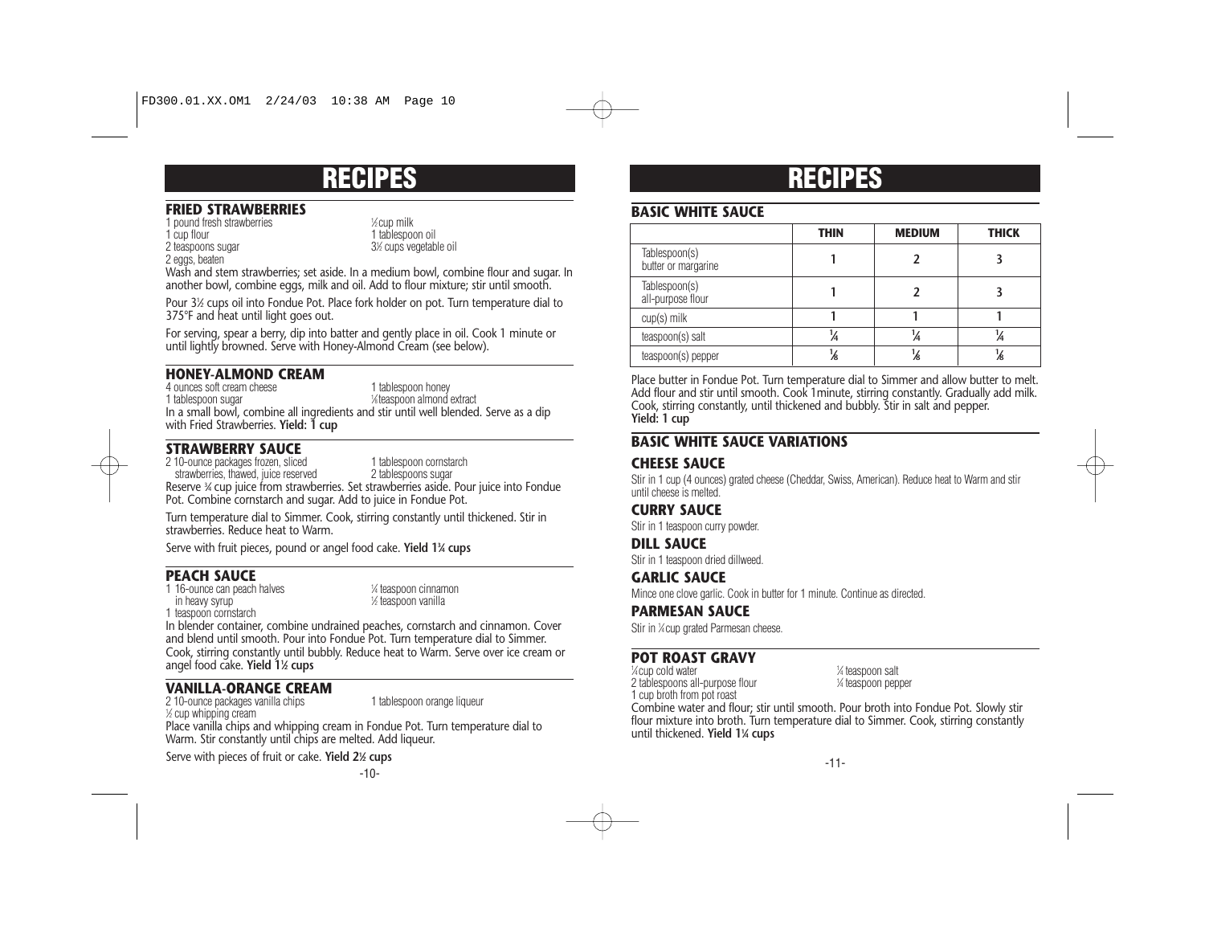# RECIPES

## FRIED STRAWBERRIES

1 pound fresh strawberries
1 cup flour
2 teaspoons sugar
2 eggs, beaten
½ cup milk
1 tablespoon oil
3½ cups vegetable oil

Wash and stem strawberries; set aside. In a medium bowl, combine flour and sugar. In another bowl, combine eggs, milk and oil. Add to flour mixture; stir until smooth.

Pour 3½ cups oil into Fondue Pot. Place fork holder on pot. Turn temperature dial to 375°F and heat until light goes out.

For serving, spear a berry, dip into batter and gently place in oil. Cook 1 minute or until lightly browned. Serve with Honey-Almond Cream (see below).

## HONEY-ALMOND CREAM

4 ounces soft cream cheese
1 tablespoon sugar
1 tablespoon honey
⅛ teaspoon almond extract

In a small bowl, combine all ingredients and stir until well blended. Serve as a dip with Fried Strawberries. **Yield: 1 cup**

## STRAWBERRY SAUCE

2 10-ounce packages frozen, sliced strawberries, thawed, juice reserved
1 tablespoon cornstarch
2 tablespoons sugar

Reserve ¾ cup juice from strawberries. Set strawberries aside. Pour juice into Fondue Pot. Combine cornstarch and sugar. Add to juice in Fondue Pot.

Turn temperature dial to Simmer. Cook, stirring constantly until thickened. Stir in strawberries. Reduce heat to Warm.

Serve with fruit pieces, pound or angel food cake. **Yield 1¾ cups**

## PEACH SAUCE

1 16-ounce can peach halves in heavy syrup
1 teaspoon cornstarch
¼ teaspoon cinnamon
½ teaspoon vanilla

In blender container, combine undrained peaches, cornstarch and cinnamon. Cover and blend until smooth. Pour into Fondue Pot. Turn temperature dial to Simmer. Cook, stirring constantly until bubbly. Reduce heat to Warm. Serve over ice cream or angel food cake. **Yield 1½ cups**

## VANILLA-ORANGE CREAM

2 10-ounce packages vanilla chips
½ cup whipping cream
1 tablespoon orange liqueur

Place vanilla chips and whipping cream in Fondue Pot. Turn temperature dial to Warm. Stir constantly until chips are melted. Add liqueur.

Serve with pieces of fruit or cake. **Yield 2½ cups**

# RECIPES

## BASIC WHITE SAUCE

| | THIN | MEDIUM | THICK |
|---|---|---|---|
| Tablespoon(s) butter or margarine | 1 | 2 | 3 |
| Tablespoon(s) all-purpose flour | 1 | 2 | 3 |
| cup(s) milk | 1 | 1 | 1 |
| teaspoon(s) salt | ¼ | ¼ | ¼ |
| teaspoon(s) pepper | ⅛ | ⅛ | ⅛ |

Place butter in Fondue Pot. Turn temperature dial to Simmer and allow butter to melt. Add flour and stir until smooth. Cook 1minute, stirring constantly. Gradually add milk. Cook, stirring constantly, until thickened and bubbly. Stir in salt and pepper.
**Yield: 1 cup**

## BASIC WHITE SAUCE VARIATIONS

### CHEESE SAUCE

Stir in 1 cup (4 ounces) grated cheese (Cheddar, Swiss, American). Reduce heat to Warm and stir until cheese is melted.

### CURRY SAUCE

Stir in 1 teaspoon curry powder.

### DILL SAUCE

Stir in 1 teaspoon dried dillweed.

### GARLIC SAUCE

Mince one clove garlic. Cook in butter for 1 minute. Continue as directed.

### PARMESAN SAUCE

Stir in ¼ cup grated Parmesan cheese.

## POT ROAST GRAVY

¼ cup cold water
2 tablespoons all-purpose flour
1 cup broth from pot roast
¼ teaspoon salt
¼ teaspoon pepper

Combine water and flour; stir until smooth. Pour broth into Fondue Pot. Slowly stir flour mixture into broth. Turn temperature dial to Simmer. Cook, stirring constantly until thickened. **Yield 1¼ cups**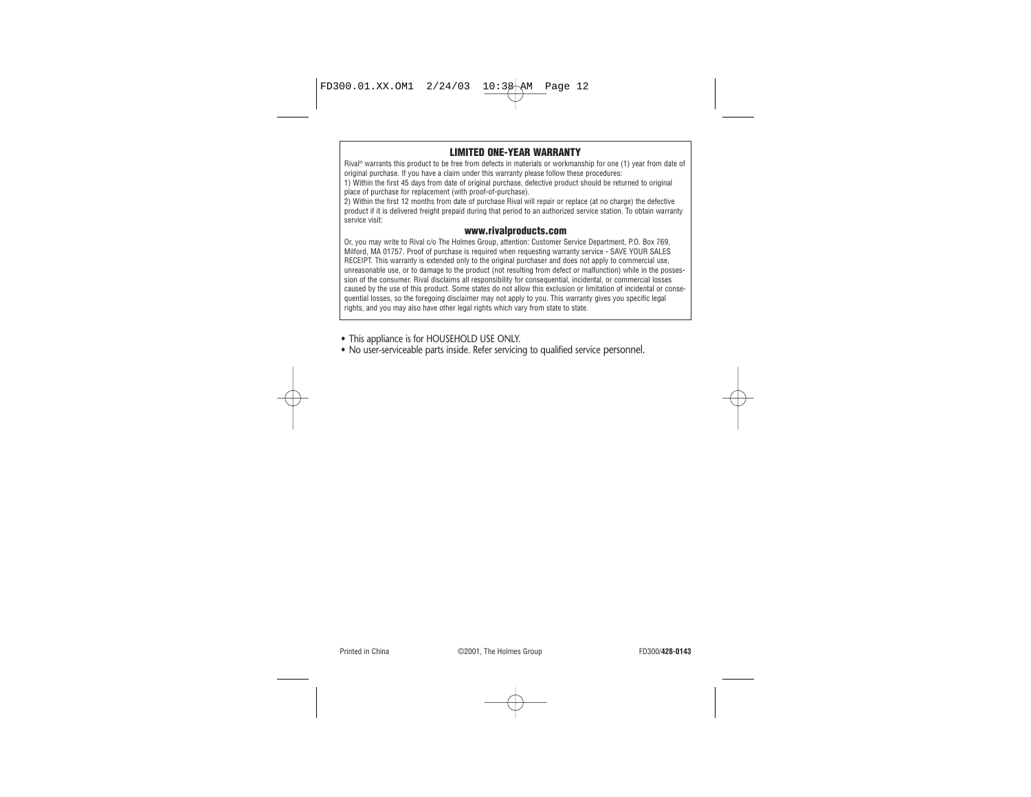## LIMITED ONE-YEAR WARRANTY

Rival® warrants this product to be free from defects in materials or workmanship for one (1) year from date of original purchase. If you have a claim under this warranty please follow these procedures:

1) Within the first 45 days from date of original purchase, defective product should be returned to original place of purchase for replacement (with proof-of-purchase).

2) Within the first 12 months from date of purchase Rival will repair or replace (at no charge) the defective product if it is delivered freight prepaid during that period to an authorized service station. To obtain warranty service visit:

**www.rivalproducts.com**

Or, you may write to Rival c/o The Holmes Group, attention: Customer Service Department, P.O. Box 769, Milford, MA 01757. Proof of purchase is required when requesting warranty service - SAVE YOUR SALES RECEIPT. This warranty is extended only to the original purchaser and does not apply to commercial use, unreasonable use, or to damage to the product (not resulting from defect or malfunction) while in the possession of the consumer. Rival disclaims all responsibility for consequential, incidental, or commercial losses caused by the use of this product. Some states do not allow this exclusion or limitation of incidental or consequential losses, so the foregoing disclaimer may not apply to you. This warranty gives you specific legal rights, and you may also have other legal rights which vary from state to state.

- This appliance is for HOUSEHOLD USE ONLY.
- No user-serviceable parts inside. Refer servicing to qualified service personnel.

Printed in China ©2001, The Holmes Group FD300/**428-0143**